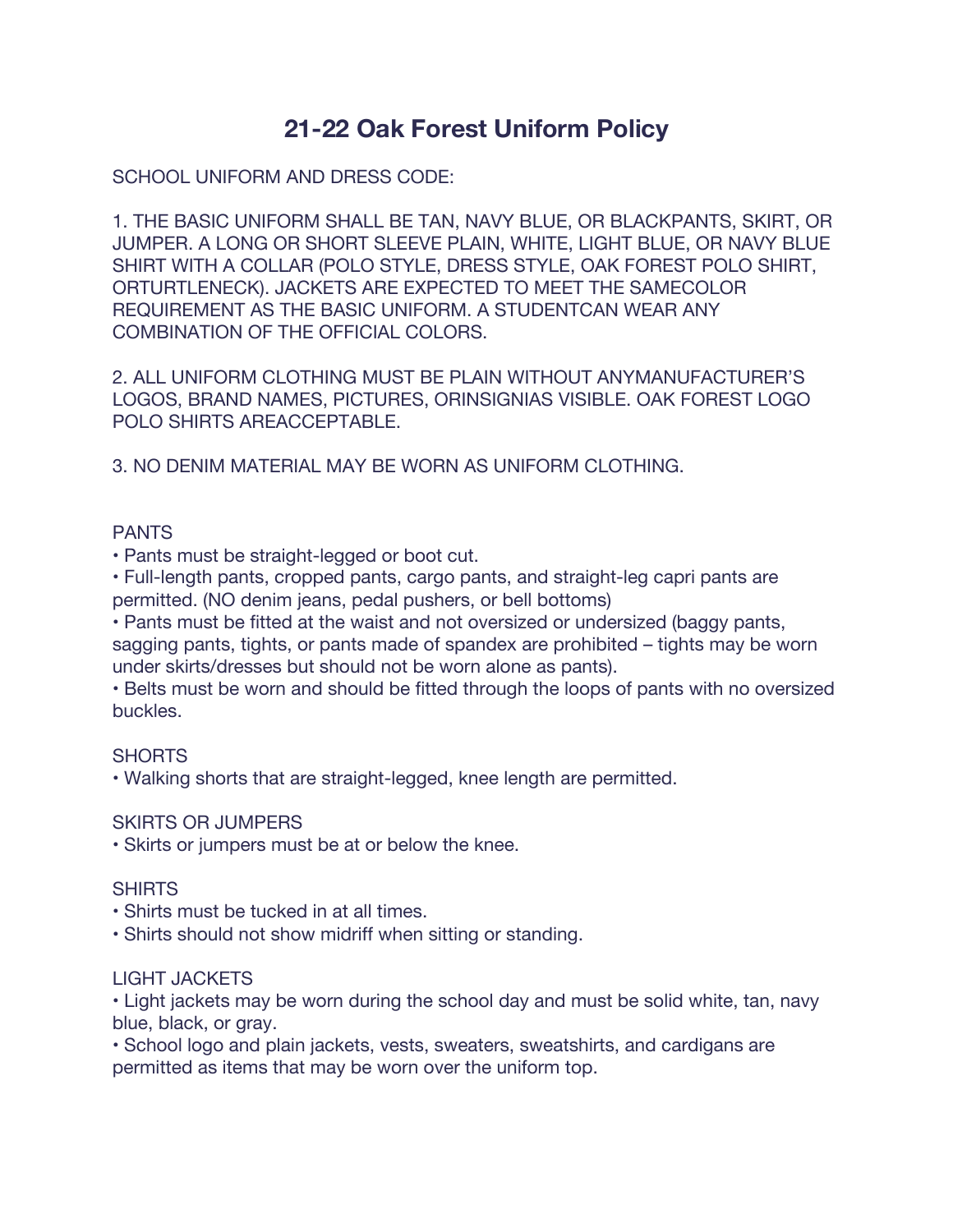# 21-22 Oak Forest Uniform Policy

SCHOOL UNIFORM AND DRESS CODE:

1. THE BASIC UNIFORM SHALL BE TAN, NAVY BLUE, OR BLACKPANTS, SKIRT, OR JUMPER. A LONG OR SHORT SLEEVE PLAIN, WHITE, LIGHT BLUE, OR NAVY BLUE SHIRT WITH A COLLAR (POLO STYLE, DRESS STYLE, OAK FOREST POLO SHIRT, ORTURTLENECK). JACKETS ARE EXPECTED TO MEET THE SAMECOLOR REQUIREMENT AS THE BASIC UNIFORM. A STUDENTCAN WEAR ANY COMBINATION OF THE OFFICIAL COLORS.

2. ALL UNIFORM CLOTHING MUST BE PLAIN WITHOUT ANYMANUFACTURER'S LOGOS, BRAND NAMES, PICTURES, ORINSIGNIAS VISIBLE. OAK FOREST LOGO POLO SHIRTS AREACCEPTABLE.

3. NO DENIM MATERIAL MAY BE WORN AS UNIFORM CLOTHING.

PANTS

- Pants must be straight-legged or boot cut.
- Full-length pants, cropped pants, cargo pants, and straight-leg capri pants are permitted. (NO denim jeans, pedal pushers, or bell bottoms)
- Pants must be fitted at the waist and not oversized or undersized (baggy pants, sagging pants, tights, or pants made of spandex are prohibited – tights may be worn under skirts/dresses but should not be worn alone as pants).
- Belts must be worn and should be fitted through the loops of pants with no oversized buckles.

SHORTS

- Walking shorts that are straight-legged, knee length are permitted.

SKIRTS OR JUMPERS

- Skirts or jumpers must be at or below the knee.

SHIRTS

- Shirts must be tucked in at all times.
- Shirts should not show midriff when sitting or standing.

LIGHT JACKETS

- Light jackets may be worn during the school day and must be solid white, tan, navy blue, black, or gray.
- School logo and plain jackets, vests, sweaters, sweatshirts, and cardigans are permitted as items that may be worn over the uniform top.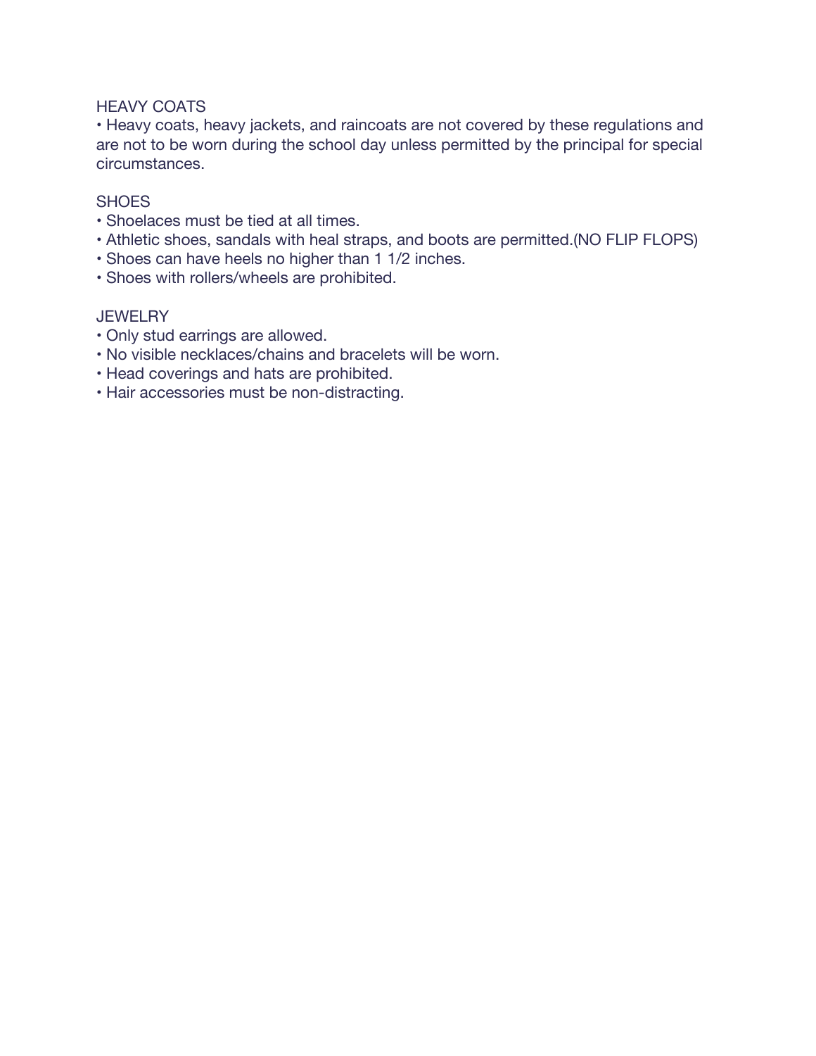HEAVY COATS

- Heavy coats, heavy jackets, and raincoats are not covered by these regulations and are not to be worn during the school day unless permitted by the principal for special circumstances.

SHOES

- Shoelaces must be tied at all times.
- Athletic shoes, sandals with heal straps, and boots are permitted.(NO FLIP FLOPS)
- Shoes can have heels no higher than 1 1/2 inches.
- Shoes with rollers/wheels are prohibited.

JEWELRY

- Only stud earrings are allowed.
- No visible necklaces/chains and bracelets will be worn.
- Head coverings and hats are prohibited.
- Hair accessories must be non-distracting.